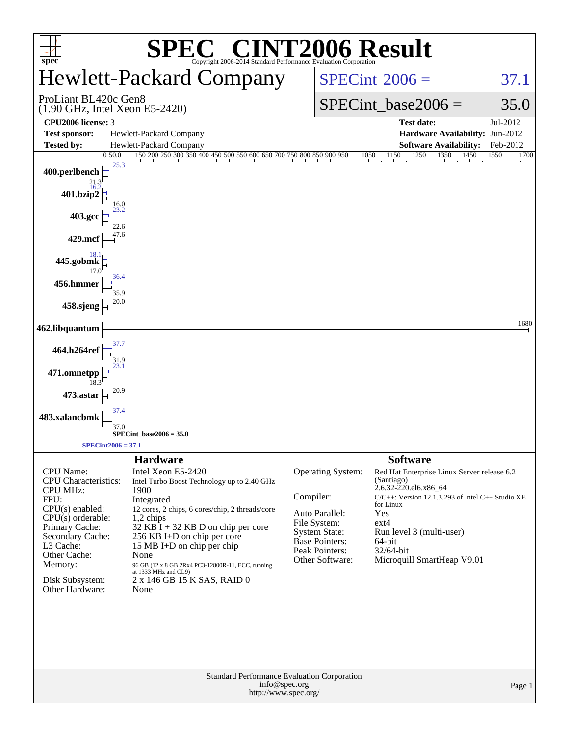# SPEC® CINT2006 Result

Copyright 2006-2014 Standard Performance Evaluation Corporation

## Hewlett-Packard Company

ProLiant BL420c Gen8
(1.90 GHz, Intel Xeon E5-2420)

SPECint® 2006 = 37.1

SPECint_base2006 = 35.0

| | | | |
|---|---|---|---|
| **CPU2006 license:** 3 | | **Test date:** | Jul-2012 |
| **Test sponsor:** | Hewlett-Packard Company | **Hardware Availability:** | Jun-2012 |
| **Tested by:** | Hewlett-Packard Company | **Software Availability:** | Feb-2012 |

| Benchmark | Peak | Base |
|---|---|---|
| 400.perlbench | 25.3 | 21.3 |
| 401.bzip2 | 16.2 | 16.0 |
| 403.gcc | 23.2 | 22.6 |
| 429.mcf | 47.6 | |
| 445.gobmk | 18.1 | 17.0 |
| 456.hmmer | 36.4 | 35.9 |
| 458.sjeng | 20.0 | |
| 462.libquantum | 1680 | |
| 464.h264ref | 37.7 | 31.9 |
| 471.omnetpp | 23.1 | 18.3 |
| 473.astar | 20.9 | |
| 483.xalancbmk | 37.4 | 37.0 |

SPECint_base2006 = 35.0

SPECint2006 = 37.1

### Hardware

| | |
|---|---|
| CPU Name: | Intel Xeon E5-2420 |
| CPU Characteristics: | Intel Turbo Boost Technology up to 2.40 GHz |
| CPU MHz: | 1900 |
| FPU: | Integrated |
| CPU(s) enabled: | 12 cores, 2 chips, 6 cores/chip, 2 threads/core |
| CPU(s) orderable: | 1,2 chips |
| Primary Cache: | 32 KB I + 32 KB D on chip per core |
| Secondary Cache: | 256 KB I+D on chip per core |
| L3 Cache: | 15 MB I+D on chip per chip |
| Other Cache: | None |
| Memory: | 96 GB (12 x 8 GB 2Rx4 PC3-12800R-11, ECC, running at 1333 MHz and CL9) |
| Disk Subsystem: | 2 x 146 GB 15 K SAS, RAID 0 |
| Other Hardware: | None |

### Software

| | |
|---|---|
| Operating System: | Red Hat Enterprise Linux Server release 6.2 (Santiago) 2.6.32-220.el6.x86_64 |
| Compiler: | C/C++: Version 12.1.3.293 of Intel C++ Studio XE for Linux |
| Auto Parallel: | Yes |
| File System: | ext4 |
| System State: | Run level 3 (multi-user) |
| Base Pointers: | 64-bit |
| Peak Pointers: | 32/64-bit |
| Other Software: | Microquill SmartHeap V9.01 |

Standard Performance Evaluation Corporation
info@spec.org
http://www.spec.org/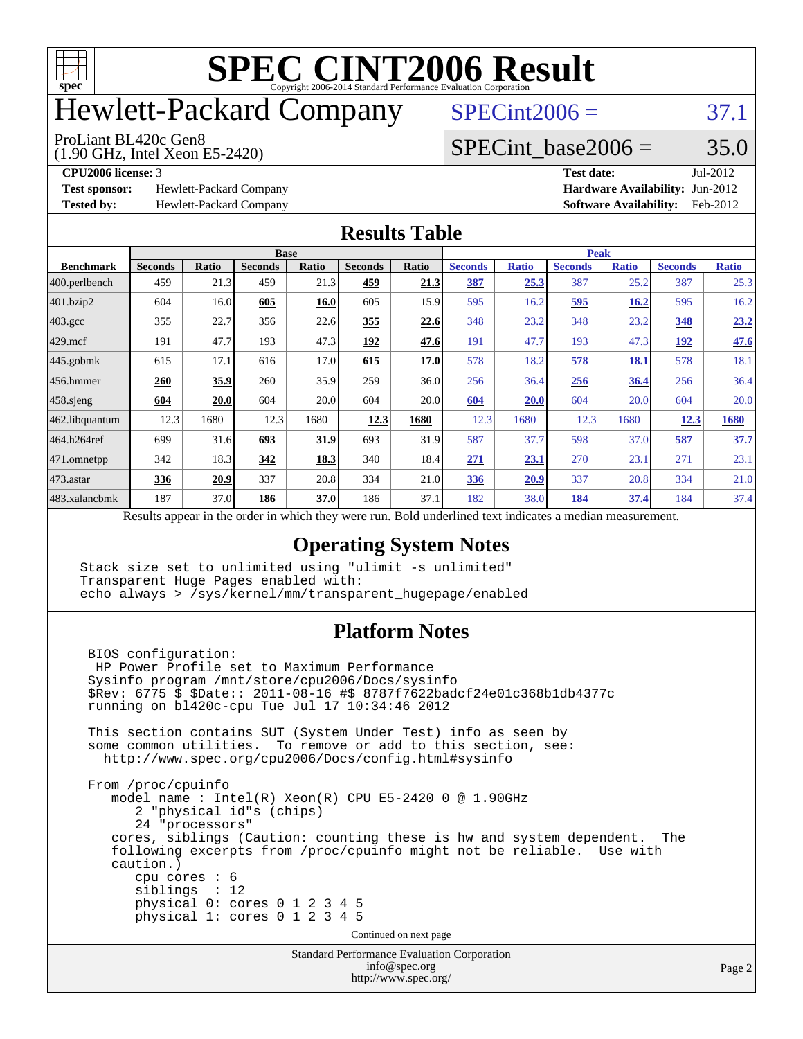# SPEC CINT2006 Result

Copyright 2006-2014 Standard Performance Evaluation Corporation

# Hewlett-Packard Company

ProLiant BL420c Gen8
(1.90 GHz, Intel Xeon E5-2420)

SPECint2006 = 37.1

SPECint_base2006 = 35.0

**CPU2006 license:** 3

**Test sponsor:** Hewlett-Packard Company

**Tested by:** Hewlett-Packard Company

**Test date:** Jul-2012

**Hardware Availability:** Jun-2012

**Software Availability:** Feb-2012

## Results Table

| Benchmark | Base | | | | | | Peak | | | | | |
|---|---|---|---|---|---|---|---|---|---|---|---|---|
| | Seconds | Ratio | Seconds | Ratio | Seconds | Ratio | Seconds | Ratio | Seconds | Ratio | Seconds | Ratio |
| 400.perlbench | 459 | 21.3 | 459 | 21.3 | **459** | **21.3** | **387** | **25.3** | 387 | 25.2 | 387 | 25.3 |
| 401.bzip2 | 604 | 16.0 | **605** | **16.0** | 605 | 15.9 | 595 | 16.2 | **595** | **16.2** | 595 | 16.2 |
| 403.gcc | 355 | 22.7 | 356 | 22.6 | **355** | **22.6** | 348 | 23.2 | 348 | 23.2 | **348** | **23.2** |
| 429.mcf | 191 | 47.7 | 193 | 47.3 | **192** | **47.6** | 191 | 47.7 | 193 | 47.3 | **192** | **47.6** |
| 445.gobmk | 615 | 17.1 | 616 | 17.0 | **615** | **17.0** | 578 | 18.2 | **578** | **18.1** | 578 | 18.1 |
| 456.hmmer | **260** | **35.9** | 260 | 35.9 | 259 | 36.0 | 256 | 36.4 | **256** | **36.4** | 256 | 36.4 |
| 458.sjeng | **604** | **20.0** | 604 | 20.0 | 604 | 20.0 | **604** | **20.0** | 604 | 20.0 | 604 | 20.0 |
| 462.libquantum | 12.3 | 1680 | 12.3 | 1680 | **12.3** | **1680** | 12.3 | 1680 | 12.3 | 1680 | **12.3** | **1680** |
| 464.h264ref | 699 | 31.6 | **693** | **31.9** | 693 | 31.9 | 587 | 37.7 | 598 | 37.0 | **587** | **37.7** |
| 471.omnetpp | 342 | 18.3 | **342** | **18.3** | 340 | 18.4 | **271** | **23.1** | 270 | 23.1 | 271 | 23.1 |
| 473.astar | **336** | **20.9** | 337 | 20.8 | 334 | 21.0 | **336** | **20.9** | 337 | 20.8 | 334 | 21.0 |
| 483.xalancbmk | 187 | 37.0 | **186** | **37.0** | 186 | 37.1 | 182 | 38.0 | **184** | **37.4** | 184 | 37.4 |

Results appear in the order in which they were run. Bold underlined text indicates a median measurement.

## Operating System Notes

```
Stack size set to unlimited using "ulimit -s unlimited"
Transparent Huge Pages enabled with:
echo always > /sys/kernel/mm/transparent_hugepage/enabled
```

## Platform Notes

```
BIOS configuration:
 HP Power Profile set to Maximum Performance
Sysinfo program /mnt/store/cpu2006/Docs/sysinfo
$Rev: 6775 $ $Date:: 2011-08-16 #$ 8787f7622badcf24e01c368b1db4377c
running on bl420c-cpu Tue Jul 17 10:34:46 2012

This section contains SUT (System Under Test) info as seen by
some common utilities.  To remove or add to this section, see:
  http://www.spec.org/cpu2006/Docs/config.html#sysinfo

From /proc/cpuinfo
   model name : Intel(R) Xeon(R) CPU E5-2420 0 @ 1.90GHz
      2 "physical id"s (chips)
      24 "processors"
   cores, siblings (Caution: counting these is hw and system dependent.  The
   following excerpts from /proc/cpuinfo might not be reliable.  Use with
   caution.)
      cpu cores : 6
      siblings  : 12
      physical 0: cores 0 1 2 3 4 5
      physical 1: cores 0 1 2 3 4 5
```

Continued on next page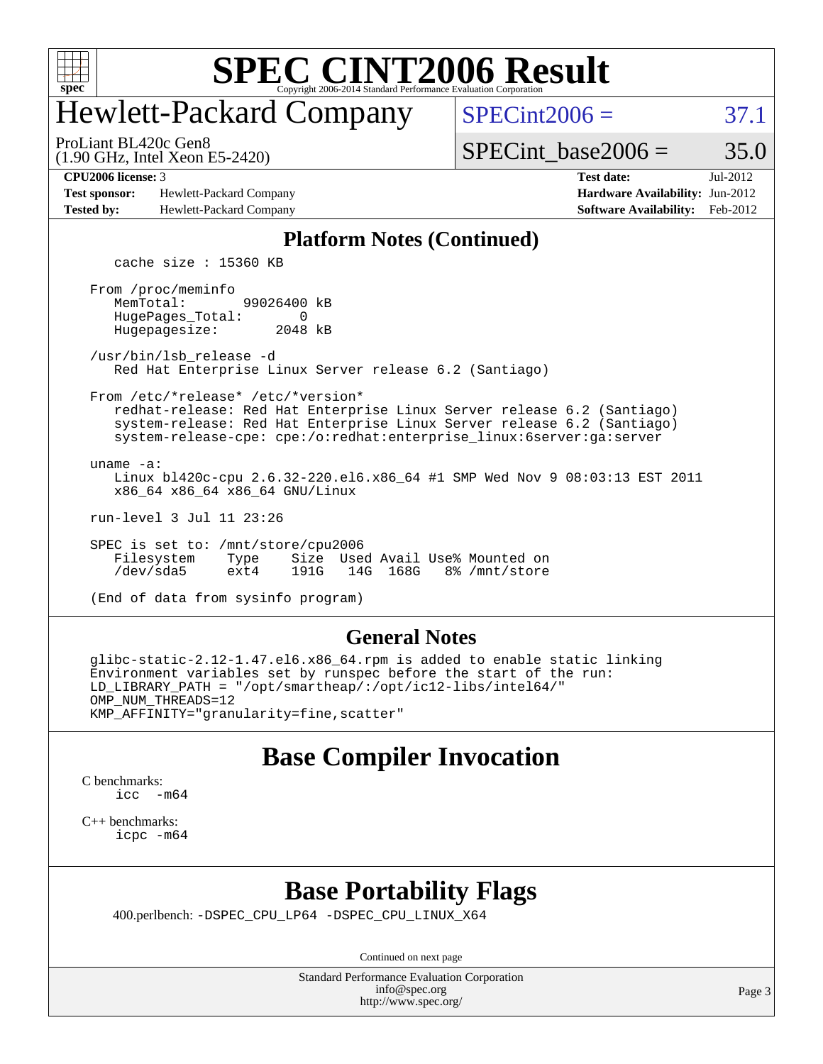# SPEC CINT2006 Result

## Hewlett-Packard Company

ProLiant BL420c Gen8
(1.90 GHz, Intel Xeon E5-2420)

SPECint2006 = 37.1

SPECint_base2006 = 35.0

**CPU2006 license:** 3
**Test sponsor:** Hewlett-Packard Company
**Tested by:** Hewlett-Packard Company

**Test date:** Jul-2012
**Hardware Availability:** Jun-2012
**Software Availability:** Feb-2012

### Platform Notes (Continued)

```
   cache size : 15360 KB

From /proc/meminfo
   MemTotal:       99026400 kB
   HugePages_Total:       0
   Hugepagesize:       2048 kB

/usr/bin/lsb_release -d
   Red Hat Enterprise Linux Server release 6.2 (Santiago)

From /etc/*release* /etc/*version*
   redhat-release: Red Hat Enterprise Linux Server release 6.2 (Santiago)
   system-release: Red Hat Enterprise Linux Server release 6.2 (Santiago)
   system-release-cpe: cpe:/o:redhat:enterprise_linux:6server:ga:server

uname -a:
   Linux bl420c-cpu 2.6.32-220.el6.x86_64 #1 SMP Wed Nov 9 08:03:13 EST 2011
   x86_64 x86_64 x86_64 GNU/Linux

run-level 3 Jul 11 23:26

SPEC is set to: /mnt/store/cpu2006
   Filesystem    Type    Size  Used Avail Use% Mounted on
   /dev/sda5     ext4    191G   14G  168G   8% /mnt/store

(End of data from sysinfo program)
```

### General Notes

```
glibc-static-2.12-1.47.el6.x86_64.rpm is added to enable static linking
Environment variables set by runspec before the start of the run:
LD_LIBRARY_PATH = "/opt/smartheap/:/opt/ic12-libs/intel64/"
OMP_NUM_THREADS=12
KMP_AFFINITY="granularity=fine,scatter"
```

## Base Compiler Invocation

C benchmarks:
    icc -m64

C++ benchmarks:
    icpc -m64

## Base Portability Flags

400.perlbench: -DSPEC_CPU_LP64 -DSPEC_CPU_LINUX_X64

Continued on next page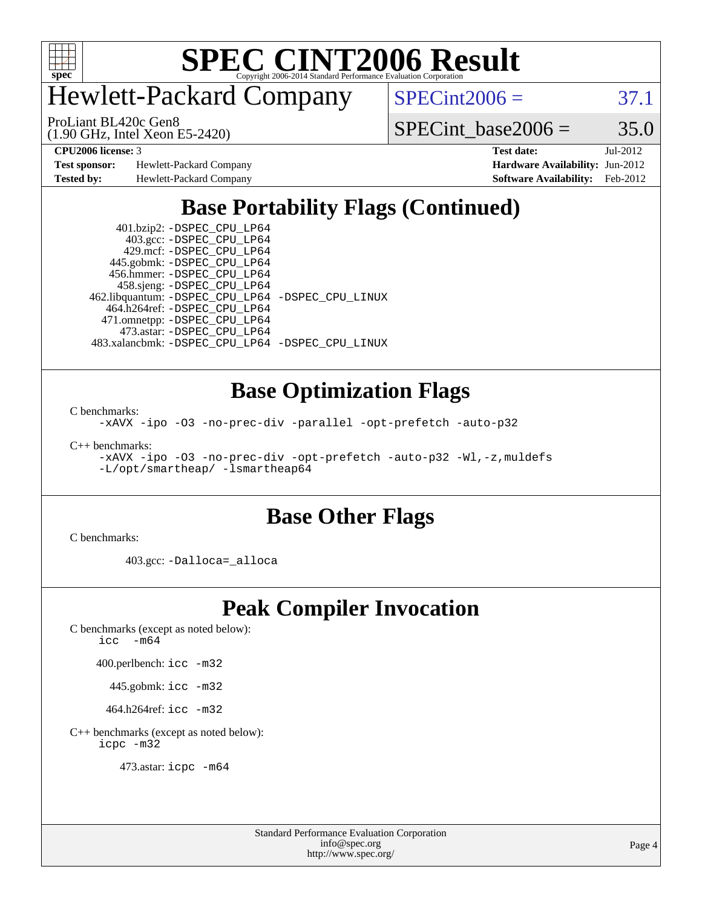# SPEC CINT2006 Result

Copyright 2006-2014 Standard Performance Evaluation Corporation

## Hewlett-Packard Company

ProLiant BL420c Gen8
(1.90 GHz, Intel Xeon E5-2420)

SPECint2006 = 37.1

SPECint_base2006 = 35.0

**CPU2006 license:** 3
**Test sponsor:** Hewlett-Packard Company
**Tested by:** Hewlett-Packard Company

**Test date:** Jul-2012
**Hardware Availability:** Jun-2012
**Software Availability:** Feb-2012

## Base Portability Flags (Continued)

401.bzip2: -DSPEC_CPU_LP64
403.gcc: -DSPEC_CPU_LP64
429.mcf: -DSPEC_CPU_LP64
445.gobmk: -DSPEC_CPU_LP64
456.hmmer: -DSPEC_CPU_LP64
458.sjeng: -DSPEC_CPU_LP64
462.libquantum: -DSPEC_CPU_LP64 -DSPEC_CPU_LINUX
464.h264ref: -DSPEC_CPU_LP64
471.omnetpp: -DSPEC_CPU_LP64
473.astar: -DSPEC_CPU_LP64
483.xalancbmk: -DSPEC_CPU_LP64 -DSPEC_CPU_LINUX

## Base Optimization Flags

C benchmarks:
-xAVX -ipo -O3 -no-prec-div -parallel -opt-prefetch -auto-p32

C++ benchmarks:
-xAVX -ipo -O3 -no-prec-div -opt-prefetch -auto-p32 -Wl,-z,muldefs
-L/opt/smartheap/ -lsmartheap64

## Base Other Flags

C benchmarks:

403.gcc: -Dalloca=_alloca

## Peak Compiler Invocation

C benchmarks (except as noted below):
icc -m64

400.perlbench: icc -m32

445.gobmk: icc -m32

464.h264ref: icc -m32

C++ benchmarks (except as noted below):
icpc -m32

473.astar: icpc -m64

Standard Performance Evaluation Corporation
info@spec.org
http://www.spec.org/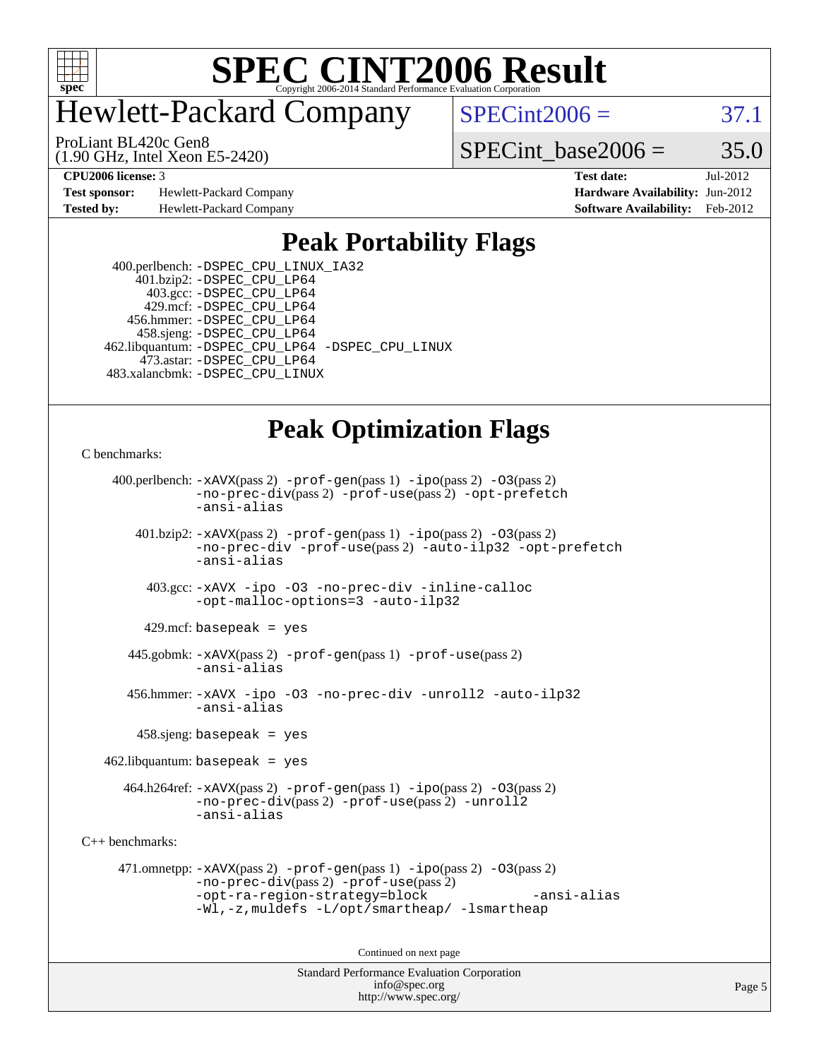# SPEC CINT2006 Result

Copyright 2006-2014 Standard Performance Evaluation Corporation

## Hewlett-Packard Company

ProLiant BL420c Gen8
(1.90 GHz, Intel Xeon E5-2420)

SPECint2006 = 37.1

SPECint_base2006 = 35.0

| | | | |
|---|---|---|---|
| **CPU2006 license:** 3 | | **Test date:** | Jul-2012 |
| **Test sponsor:** | Hewlett-Packard Company | **Hardware Availability:** | Jun-2012 |
| **Tested by:** | Hewlett-Packard Company | **Software Availability:** | Feb-2012 |

## Peak Portability Flags

400.perlbench: -DSPEC_CPU_LINUX_IA32
401.bzip2: -DSPEC_CPU_LP64
403.gcc: -DSPEC_CPU_LP64
429.mcf: -DSPEC_CPU_LP64
456.hmmer: -DSPEC_CPU_LP64
458.sjeng: -DSPEC_CPU_LP64
462.libquantum: -DSPEC_CPU_LP64 -DSPEC_CPU_LINUX
473.astar: -DSPEC_CPU_LP64
483.xalancbmk: -DSPEC_CPU_LINUX

## Peak Optimization Flags

C benchmarks:

400.perlbench: -xAVX(pass 2) -prof-gen(pass 1) -ipo(pass 2) -O3(pass 2) -no-prec-div(pass 2) -prof-use(pass 2) -opt-prefetch -ansi-alias

401.bzip2: -xAVX(pass 2) -prof-gen(pass 1) -ipo(pass 2) -O3(pass 2) -no-prec-div -prof-use(pass 2) -auto-ilp32 -opt-prefetch -ansi-alias

403.gcc: -xAVX -ipo -O3 -no-prec-div -inline-calloc -opt-malloc-options=3 -auto-ilp32

429.mcf: basepeak = yes

445.gobmk: -xAVX(pass 2) -prof-gen(pass 1) -prof-use(pass 2) -ansi-alias

456.hmmer: -xAVX -ipo -O3 -no-prec-div -unroll2 -auto-ilp32 -ansi-alias

458.sjeng: basepeak = yes

462.libquantum: basepeak = yes

464.h264ref: -xAVX(pass 2) -prof-gen(pass 1) -ipo(pass 2) -O3(pass 2) -no-prec-div(pass 2) -prof-use(pass 2) -unroll2 -ansi-alias

C++ benchmarks:

471.omnetpp: -xAVX(pass 2) -prof-gen(pass 1) -ipo(pass 2) -O3(pass 2) -no-prec-div(pass 2) -prof-use(pass 2) -opt-ra-region-strategy=block -ansi-alias -Wl,-z,muldefs -L/opt/smartheap/ -lsmartheap

Continued on next page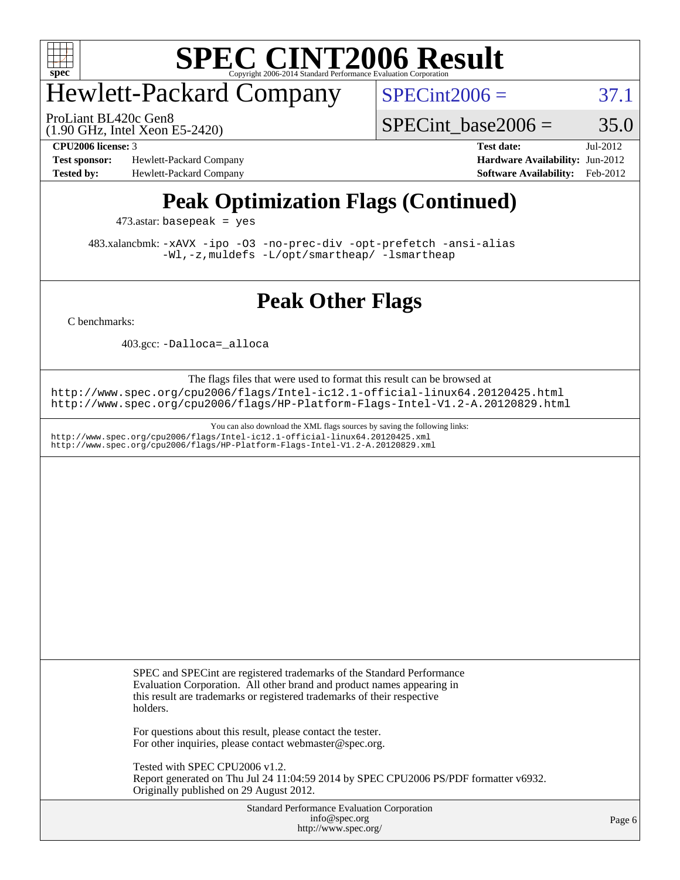# Peak Optimization Flags (Continued)

473.astar: `basepeak = yes`

483.xalancbmk: `-xAVX -ipo -O3 -no-prec-div -opt-prefetch -ansi-alias -Wl,-z,muldefs -L/opt/smartheap/ -lsmartheap`

# Peak Other Flags

C benchmarks:

403.gcc: `-Dalloca=_alloca`

The flags files that were used to format this result can be browsed at
http://www.spec.org/cpu2006/flags/Intel-ic12.1-official-linux64.20120425.html
http://www.spec.org/cpu2006/flags/HP-Platform-Flags-Intel-V1.2-A.20120829.html

You can also download the XML flags sources by saving the following links:
http://www.spec.org/cpu2006/flags/Intel-ic12.1-official-linux64.20120425.xml
http://www.spec.org/cpu2006/flags/HP-Platform-Flags-Intel-V1.2-A.20120829.xml

SPEC and SPECint are registered trademarks of the Standard Performance Evaluation Corporation. All other brand and product names appearing in this result are trademarks or registered trademarks of their respective holders.

For questions about this result, please contact the tester.
For other inquiries, please contact webmaster@spec.org.

Tested with SPEC CPU2006 v1.2.
Report generated on Thu Jul 24 11:04:59 2014 by SPEC CPU2006 PS/PDF formatter v6932.
Originally published on 29 August 2012.